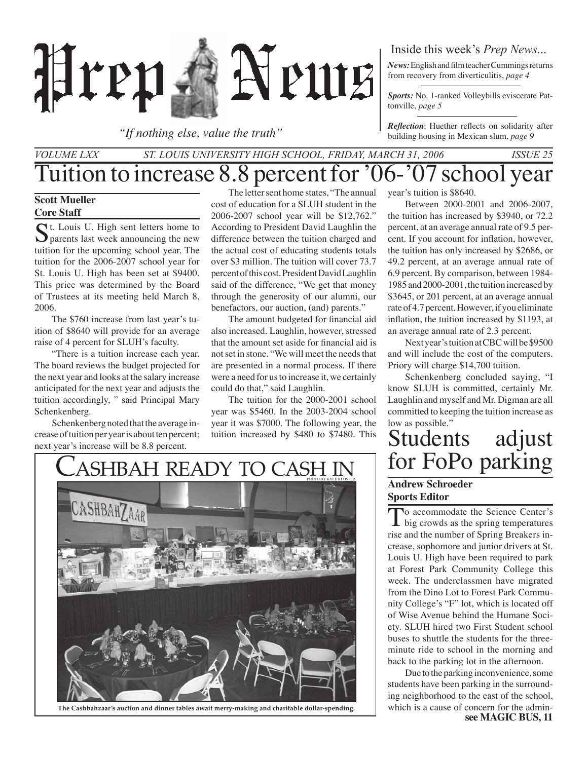# Prep News

*"If nothing else, value the truth"*

Inside this week's *Prep News*...

***News:*** English and film teacher Cummings returns from recovery from diverticulitis, *page 4*

***Sports:*** No. 1-ranked Volleybills eviscerate Pattonville, *page 5*

***Reflection***: Huether reflects on solidarity after building housing in Mexican slum, *page 9*

*VOLUME LXX — ST. LOUIS UNIVERSITY HIGH SCHOOL, FRIDAY, MARCH 31, 2006 — ISSUE 25*

# Tuition to increase 8.8 percent for '06-'07 school year

**Scott Mueller**
**Core Staff**

St. Louis U. High sent letters home to parents last week announcing the new tuition for the upcoming school year. The tuition for the 2006-2007 school year for St. Louis U. High has been set at $9400. This price was determined by the Board of Trustees at its meeting held March 8, 2006.

The $760 increase from last year's tuition of $8640 will provide for an average raise of 4 percent for SLUH's faculty.

"There is a tuition increase each year. The board reviews the budget projected for the next year and looks at the salary increase anticipated for the next year and adjusts the tuition accordingly, " said Principal Mary Schenkenberg.

Schenkenberg noted that the average increase of tuition per year is about ten percent; next year's increase will be 8.8 percent.

The letter sent home states, "The annual cost of education for a SLUH student in the 2006-2007 school year will be $12,762." According to President David Laughlin the difference between the tuition charged and the actual cost of educating students totals over $3 million. The tuition will cover 73.7 percent of this cost. President David Laughlin said of the difference, "We get that money through the generosity of our alumni, our benefactors, our auction, (and) parents."

The amount budgeted for financial aid also increased. Laughlin, however, stressed that the amount set aside for financial aid is not set in stone. "We will meet the needs that are presented in a normal process. If there were a need for us to increase it, we certainly could do that," said Laughlin.

The tuition for the 2000-2001 school year was $5460. In the 2003-2004 school year it was $7000. The following year, the tuition increased by $480 to $7480. This year's tuition is $8640.

Between 2000-2001 and 2006-2007, the tuition has increased by $3940, or 72.2 percent, at an average annual rate of 9.5 percent. If you account for inflation, however, the tuition has only increased by $2686, or 49.2 percent, at an average annual rate of 6.9 percent. By comparison, between 1984-1985 and 2000-2001, the tuition increased by $3645, or 201 percent, at an average annual rate of 4.7 percent. However, if you eliminate inflation, the tuition increased by $1193, at an average annual rate of 2.3 percent.

Next year's tuition at CBC will be $9500 and will include the cost of the computers. Priory will charge $14,700 tuition.

Schenkenberg concluded saying, "I know SLUH is committed, certainly Mr. Laughlin and myself and Mr. Digman are all committed to keeping the tuition increase as low as possible."

## Cashbah ready to cash in

PHOTO BY KYLE KLOSTER

**The Cashbahzaar's auction and dinner tables await merry-making and charitable dollar-spending.**

# Students adjust for FoPo parking

**Andrew Schroeder**
**Sports Editor**

To accommodate the Science Center's big crowds as the spring temperatures rise and the number of Spring Breakers increase, sophomore and junior drivers at St. Louis U. High have been required to park at Forest Park Community College this week. The underclassmen have migrated from the Dino Lot to Forest Park Community College's "F" lot, which is located off of Wise Avenue behind the Humane Society. SLUH hired two First Student school buses to shuttle the students for the three-minute ride to school in the morning and back to the parking lot in the afternoon.

Due to the parking inconvenience, some students have been parking in the surrounding neighborhood to the east of the school, which is a cause of concern for the admin-

**see MAGIC BUS, 11**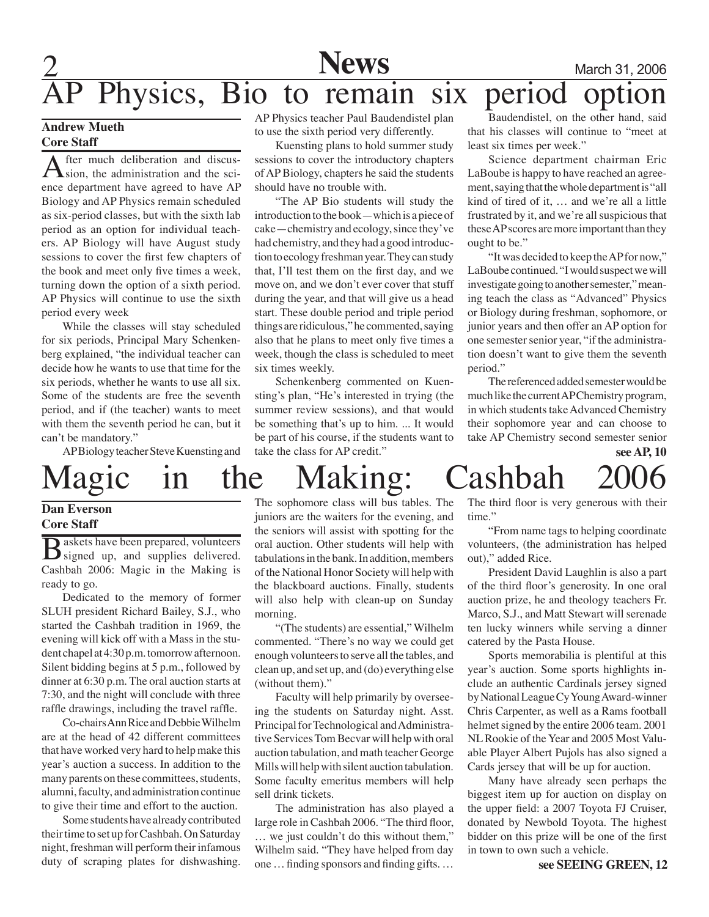# AP Physics, Bio to remain six period option

**Andrew Mueth**
**Core Staff**

After much deliberation and discussion, the administration and the science department have agreed to have AP Biology and AP Physics remain scheduled as six-period classes, but with the sixth lab period as an option for individual teachers. AP Biology will have August study sessions to cover the first few chapters of the book and meet only five times a week, turning down the option of a sixth period. AP Physics will continue to use the sixth period every week

While the classes will stay scheduled for six periods, Principal Mary Schenkenberg explained, "the individual teacher can decide how he wants to use that time for the six periods, whether he wants to use all six. Some of the students are free the seventh period, and if (the teacher) wants to meet with them the seventh period he can, but it can't be mandatory."

AP Biology teacher Steve Kuensting and AP Physics teacher Paul Baudendistel plan to use the sixth period very differently.

Kuensting plans to hold summer study sessions to cover the introductory chapters of AP Biology, chapters he said the students should have no trouble with.

"The AP Bio students will study the introduction to the book—which is a piece of cake—chemistry and ecology, since they've had chemistry, and they had a good introduction to ecology freshman year. They can study that, I'll test them on the first day, and we move on, and we don't ever cover that stuff during the year, and that will give us a head start. These double period and triple period things are ridiculous," he commented, saying also that he plans to meet only five times a week, though the class is scheduled to meet six times weekly.

Schenkenberg commented on Kuensting's plan, "He's interested in trying (the summer review sessions), and that would be something that's up to him. ... It would be part of his course, if the students want to take the class for AP credit."

Baudendistel, on the other hand, said that his classes will continue to "meet at least six times per week."

Science department chairman Eric LaBoube is happy to have reached an agreement, saying that the whole department is "all kind of tired of it, … and we're all a little frustrated by it, and we're all suspicious that these AP scores are more important than they ought to be."

"It was decided to keep the AP for now," LaBoube continued. "I would suspect we will investigate going to another semester," meaning teach the class as "Advanced" Physics or Biology during freshman, sophomore, or junior years and then offer an AP option for one semester senior year, "if the administration doesn't want to give them the seventh period."

The referenced added semester would be much like the current AP Chemistry program, in which students take Advanced Chemistry their sophomore year and can choose to take AP Chemistry second semester senior

**see AP, 10**

# Magic in the Making: Cashbah 2006

**Dan Everson**
**Core Staff**

Baskets have been prepared, volunteers signed up, and supplies delivered. Cashbah 2006: Magic in the Making is ready to go.

Dedicated to the memory of former SLUH president Richard Bailey, S.J., who started the Cashbah tradition in 1969, the evening will kick off with a Mass in the student chapel at 4:30 p.m. tomorrow afternoon. Silent bidding begins at 5 p.m., followed by dinner at 6:30 p.m. The oral auction starts at 7:30, and the night will conclude with three raffle drawings, including the travel raffle.

Co-chairs Ann Rice and Debbie Wilhelm are at the head of 42 different committees that have worked very hard to help make this year's auction a success. In addition to the many parents on these committees, students, alumni, faculty, and administration continue to give their time and effort to the auction.

Some students have already contributed their time to set up for Cashbah. On Saturday night, freshman will perform their infamous duty of scraping plates for dishwashing. The sophomore class will bus tables. The juniors are the waiters for the evening, and the seniors will assist with spotting for the oral auction. Other students will help with tabulations in the bank. In addition, members of the National Honor Society will help with the blackboard auctions. Finally, students will also help with clean-up on Sunday morning.

"(The students) are essential," Wilhelm commented. "There's no way we could get enough volunteers to serve all the tables, and clean up, and set up, and (do) everything else (without them)."

Faculty will help primarily by overseeing the students on Saturday night. Asst. Principal for Technological and Administrative Services Tom Becvar will help with oral auction tabulation, and math teacher George Mills will help with silent auction tabulation. Some faculty emeritus members will help sell drink tickets.

The administration has also played a large role in Cashbah 2006. "The third floor, … we just couldn't do this without them," Wilhelm said. "They have helped from day one … finding sponsors and finding gifts. … The third floor is very generous with their time."

"From name tags to helping coordinate volunteers, (the administration has helped out)," added Rice.

President David Laughlin is also a part of the third floor's generosity. In one oral auction prize, he and theology teachers Fr. Marco, S.J., and Matt Stewart will serenade ten lucky winners while serving a dinner catered by the Pasta House.

Sports memorabilia is plentiful at this year's auction. Some sports highlights include an authentic Cardinals jersey signed by National League Cy Young Award-winner Chris Carpenter, as well as a Rams football helmet signed by the entire 2006 team. 2001 NL Rookie of the Year and 2005 Most Valuable Player Albert Pujols has also signed a Cards jersey that will be up for auction.

Many have already seen perhaps the biggest item up for auction on display on the upper field: a 2007 Toyota FJ Cruiser, donated by Newbold Toyota. The highest bidder on this prize will be one of the first in town to own such a vehicle.

**see SEEING GREEN, 12**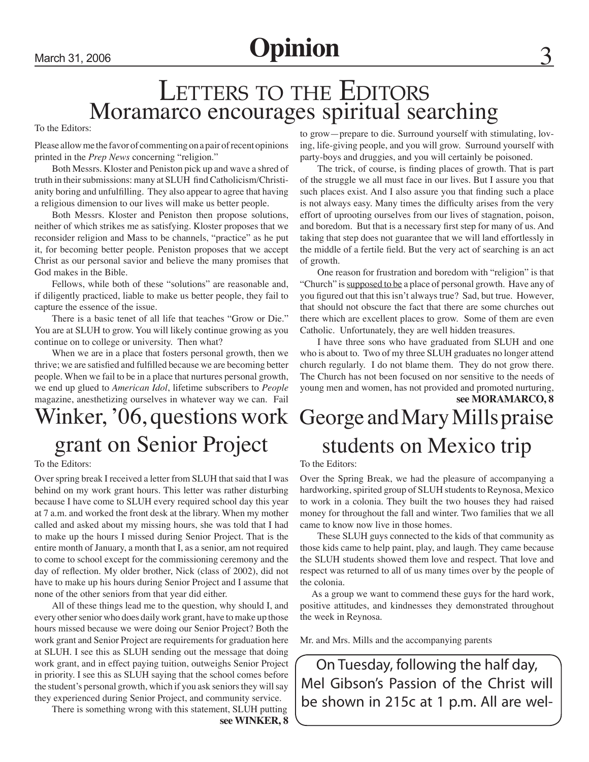# Opinion

## Letters to the Editors

## Moramarco encourages spiritual searching

To the Editors:

Please allow me the favor of commenting on a pair of recent opinions printed in the *Prep News* concerning "religion."

Both Messrs. Kloster and Peniston pick up and wave a shred of truth in their submissions: many at SLUH find Catholicism/Christianity boring and unfulfilling. They also appear to agree that having a religious dimension to our lives will make us better people.

Both Messrs. Kloster and Peniston then propose solutions, neither of which strikes me as satisfying. Kloster proposes that we reconsider religion and Mass to be channels, "practice" as he put it, for becoming better people. Peniston proposes that we accept Christ as our personal savior and believe the many promises that God makes in the Bible.

Fellows, while both of these "solutions" are reasonable and, if diligently practiced, liable to make us better people, they fail to capture the essence of the issue.

There is a basic tenet of all life that teaches "Grow or Die." You are at SLUH to grow. You will likely continue growing as you continue on to college or university. Then what?

When we are in a place that fosters personal growth, then we thrive; we are satisfied and fulfilled because we are becoming better people. When we fail to be in a place that nurtures personal growth, we end up glued to *American Idol*, lifetime subscribers to *People* magazine, anesthetizing ourselves in whatever way we can. Fail to grow—prepare to die. Surround yourself with stimulating, loving, life-giving people, and you will grow. Surround yourself with party-boys and druggies, and you will certainly be poisoned.

The trick, of course, is finding places of growth. That is part of the struggle we all must face in our lives. But I assure you that such places exist. And I also assure you that finding such a place is not always easy. Many times the difficulty arises from the very effort of uprooting ourselves from our lives of stagnation, poison, and boredom. But that is a necessary first step for many of us. And taking that step does not guarantee that we will land effortlessly in the middle of a fertile field. But the very act of searching is an act of growth.

One reason for frustration and boredom with "religion" is that "Church" is <u>supposed to be</u> a place of personal growth. Have any of you figured out that this isn't always true? Sad, but true. However, that should not obscure the fact that there are some churches out there which are excellent places to grow. Some of them are even Catholic. Unfortunately, they are well hidden treasures.

I have three sons who have graduated from SLUH and one who is about to. Two of my three SLUH graduates no longer attend church regularly. I do not blame them. They do not grow there. The Church has not been focused on nor sensitive to the needs of young men and women, has not provided and promoted nurturing,

**see MORAMARCO, 8**

## Winker, '06, questions work grant on Senior Project

To the Editors:

Over spring break I received a letter from SLUH that said that I was behind on my work grant hours. This letter was rather disturbing because I have come to SLUH every required school day this year at 7 a.m. and worked the front desk at the library. When my mother called and asked about my missing hours, she was told that I had to make up the hours I missed during Senior Project. That is the entire month of January, a month that I, as a senior, am not required to come to school except for the commissioning ceremony and the day of reflection. My older brother, Nick (class of 2002), did not have to make up his hours during Senior Project and I assume that none of the other seniors from that year did either.

All of these things lead me to the question, why should I, and every other senior who does daily work grant, have to make up those hours missed because we were doing our Senior Project? Both the work grant and Senior Project are requirements for graduation here at SLUH. I see this as SLUH sending out the message that doing work grant, and in effect paying tuition, outweighs Senior Project in priority. I see this as SLUH saying that the school comes before the student's personal growth, which if you ask seniors they will say they experienced during Senior Project, and community service.

There is something wrong with this statement, SLUH putting

**see WINKER, 8**

## George and Mary Mills praise students on Mexico trip

To the Editors:

Over the Spring Break, we had the pleasure of accompanying a hardworking, spirited group of SLUH students to Reynosa, Mexico to work in a colonia. They built the two houses they had raised money for throughout the fall and winter. Two families that we all came to know now live in those homes.

These SLUH guys connected to the kids of that community as those kids came to help paint, play, and laugh. They came because the SLUH students showed them love and respect. That love and respect was returned to all of us many times over by the people of the colonia.

As a group we want to commend these guys for the hard work, positive attitudes, and kindnesses they demonstrated throughout the week in Reynosa.

Mr. and Mrs. Mills and the accompanying parents

On Tuesday, following the half day, Mel Gibson's Passion of the Christ will be shown in 215c at 1 p.m. All are wel-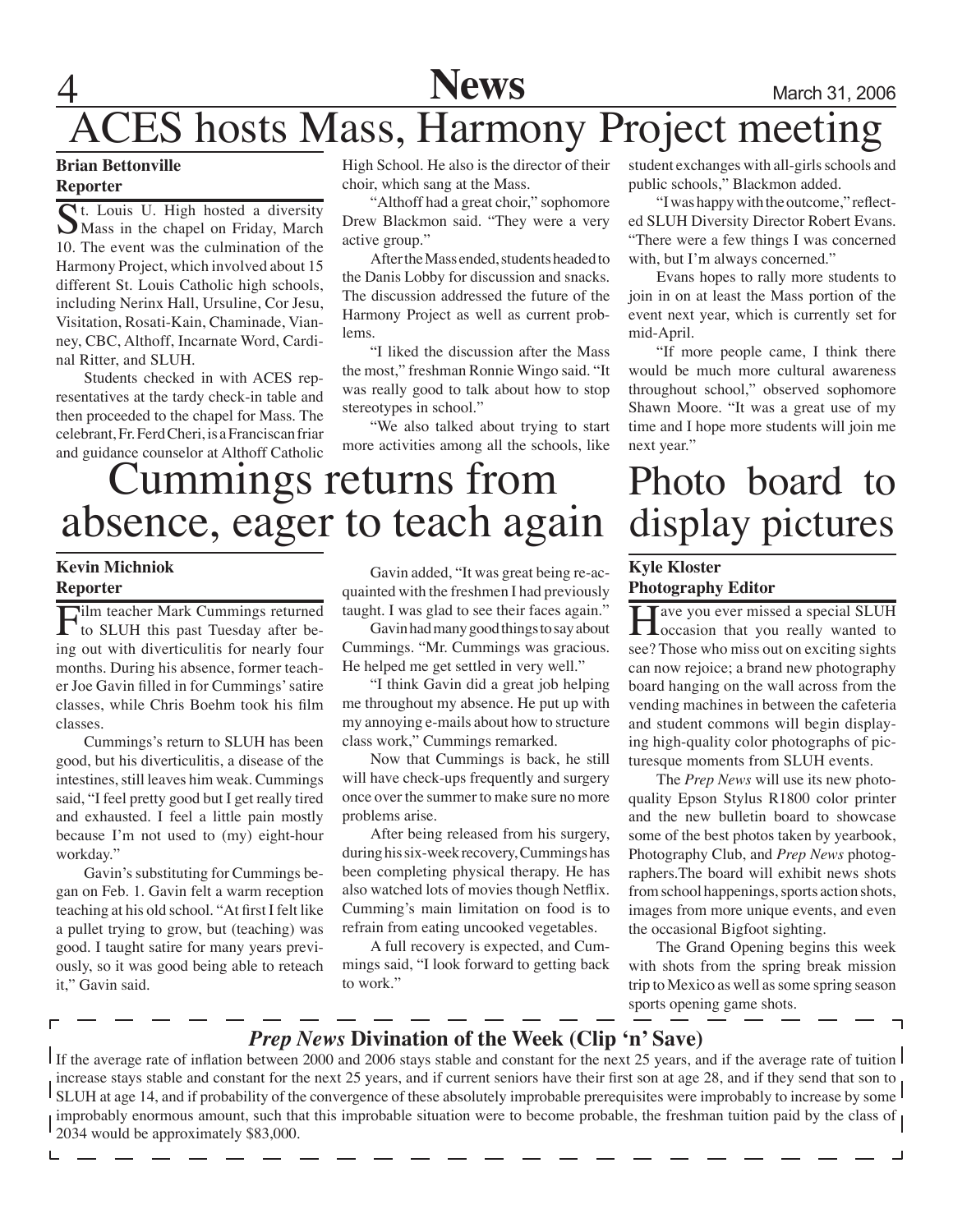# ACES hosts Mass, Harmony Project meeting

**Brian Bettonville**
**Reporter**

St. Louis U. High hosted a diversity Mass in the chapel on Friday, March 10. The event was the culmination of the Harmony Project, which involved about 15 different St. Louis Catholic high schools, including Nerinx Hall, Ursuline, Cor Jesu, Visitation, Rosati-Kain, Chaminade, Vianney, CBC, Althoff, Incarnate Word, Cardinal Ritter, and SLUH.

Students checked in with ACES representatives at the tardy check-in table and then proceeded to the chapel for Mass. The celebrant, Fr. Ferd Cheri, is a Franciscan friar and guidance counselor at Althoff Catholic High School. He also is the director of their choir, which sang at the Mass.

"Althoff had a great choir," sophomore Drew Blackmon said. "They were a very active group."

After the Mass ended, students headed to the Danis Lobby for discussion and snacks. The discussion addressed the future of the Harmony Project as well as current problems.

"I liked the discussion after the Mass the most," freshman Ronnie Wingo said. "It was really good to talk about how to stop stereotypes in school."

"We also talked about trying to start more activities among all the schools, like student exchanges with all-girls schools and public schools," Blackmon added.

"I was happy with the outcome," reflected SLUH Diversity Director Robert Evans. "There were a few things I was concerned with, but I'm always concerned."

Evans hopes to rally more students to join in on at least the Mass portion of the event next year, which is currently set for mid-April.

"If more people came, I think there would be much more cultural awareness throughout school," observed sophomore Shawn Moore. "It was a great use of my time and I hope more students will join me next year."

# Cummings returns from absence, eager to teach again

**Kevin Michniok**
**Reporter**

Film teacher Mark Cummings returned to SLUH this past Tuesday after being out with diverticulitis for nearly four months. During his absence, former teacher Joe Gavin filled in for Cummings' satire classes, while Chris Boehm took his film classes.

Cummings's return to SLUH has been good, but his diverticulitis, a disease of the intestines, still leaves him weak. Cummings said, "I feel pretty good but I get really tired and exhausted. I feel a little pain mostly because I'm not used to (my) eight-hour workday."

Gavin's substituting for Cummings began on Feb. 1. Gavin felt a warm reception teaching at his old school. "At first I felt like a pullet trying to grow, but (teaching) was good. I taught satire for many years previously, so it was good being able to reteach it," Gavin said.

Gavin added, "It was great being re-acquainted with the freshmen I had previously taught. I was glad to see their faces again."

Gavin had many good things to say about Cummings. "Mr. Cummings was gracious. He helped me get settled in very well."

"I think Gavin did a great job helping me throughout my absence. He put up with my annoying e-mails about how to structure class work," Cummings remarked.

Now that Cummings is back, he still will have check-ups frequently and surgery once over the summer to make sure no more problems arise.

After being released from his surgery, during his six-week recovery, Cummings has been completing physical therapy. He has also watched lots of movies though Netflix. Cumming's main limitation on food is to refrain from eating uncooked vegetables.

A full recovery is expected, and Cummings said, "I look forward to getting back to work."

# Photo board to display pictures

**Kyle Kloster**
**Photography Editor**

Have you ever missed a special SLUH occasion that you really wanted to see? Those who miss out on exciting sights can now rejoice; a brand new photography board hanging on the wall across from the vending machines in between the cafeteria and student commons will begin displaying high-quality color photographs of picturesque moments from SLUH events.

The *Prep News* will use its new photo-quality Epson Stylus R1800 color printer and the new bulletin board to showcase some of the best photos taken by yearbook, Photography Club, and *Prep News* photographers.The board will exhibit news shots from school happenings, sports action shots, images from more unique events, and even the occasional Bigfoot sighting.

The Grand Opening begins this week with shots from the spring break mission trip to Mexico as well as some spring season sports opening game shots.

### *Prep News* Divination of the Week (Clip 'n' Save)

If the average rate of inflation between 2000 and 2006 stays stable and constant for the next 25 years, and if the average rate of tuition increase stays stable and constant for the next 25 years, and if current seniors have their first son at age 28, and if they send that son to SLUH at age 14, and if probability of the convergence of these absolutely improbable prerequisites were improbably to increase by some improbably enormous amount, such that this improbable situation were to become probable, the freshman tuition paid by the class of 2034 would be approximately $83,000.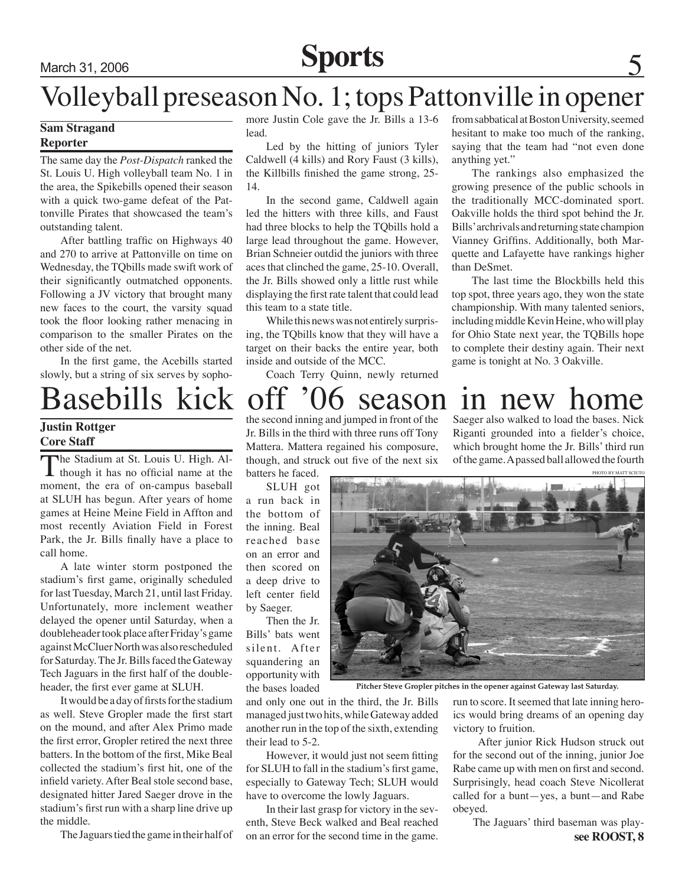# Volleyball preseason No. 1; tops Pattonville in opener

**Sam Stragand**
**Reporter**

The same day the *Post-Dispatch* ranked the St. Louis U. High volleyball team No. 1 in the area, the Spikebills opened their season with a quick two-game defeat of the Pattonville Pirates that showcased the team's outstanding talent.

After battling traffic on Highways 40 and 270 to arrive at Pattonville on time on Wednesday, the TQbills made swift work of their significantly outmatched opponents. Following a JV victory that brought many new faces to the court, the varsity squad took the floor looking rather menacing in comparison to the smaller Pirates on the other side of the net.

In the first game, the Acebills started slowly, but a string of six serves by sophomore Justin Cole gave the Jr. Bills a 13-6 lead.

Led by the hitting of juniors Tyler Caldwell (4 kills) and Rory Faust (3 kills), the Killbills finished the game strong, 25-14.

In the second game, Caldwell again led the hitters with three kills, and Faust had three blocks to help the TQbills hold a large lead throughout the game. However, Brian Schneier outdid the juniors with three aces that clinched the game, 25-10. Overall, the Jr. Bills showed only a little rust while displaying the first rate talent that could lead this team to a state title.

While this news was not entirely surprising, the TQbills know that they will have a target on their backs the entire year, both inside and outside of the MCC.

Coach Terry Quinn, newly returned from sabbatical at Boston University, seemed hesitant to make too much of the ranking, saying that the team had "not even done anything yet."

The rankings also emphasized the growing presence of the public schools in the traditionally MCC-dominated sport. Oakville holds the third spot behind the Jr. Bills' archrivals and returning state champion Vianney Griffins. Additionally, both Marquette and Lafayette have rankings higher than DeSmet.

The last time the Blockbills held this top spot, three years ago, they won the state championship. With many talented seniors, including middle Kevin Heine, who will play for Ohio State next year, the TQBills hope to complete their destiny again. Their next game is tonight at No. 3 Oakville.

# Basebills kick off '06 season in new home

**Justin Rottger**
**Core Staff**

The Stadium at St. Louis U. High. Although it has no official name at the moment, the era of on-campus baseball at SLUH has begun. After years of home games at Heine Meine Field in Affton and most recently Aviation Field in Forest Park, the Jr. Bills finally have a place to call home.

A late winter storm postponed the stadium's first game, originally scheduled for last Tuesday, March 21, until last Friday. Unfortunately, more inclement weather delayed the opener until Saturday, when a doubleheader took place after Friday's game against McCluer North was also rescheduled for Saturday. The Jr. Bills faced the Gateway Tech Jaguars in the first half of the doubleheader, the first ever game at SLUH.

It would be a day of firsts for the stadium as well. Steve Gropler made the first start on the mound, and after Alex Primo made the first error, Gropler retired the next three batters. In the bottom of the first, Mike Beal collected the stadium's first hit, one of the infield variety. After Beal stole second base, designated hitter Jared Saeger drove in the stadium's first run with a sharp line drive up the middle.

The Jaguars tied the game in their half of the second inning and jumped in front of the Jr. Bills in the third with three runs off Tony Mattera. Mattera regained his composure, though, and struck out five of the next six batters he faced.

SLUH got a run back in the bottom of the inning. Beal reached base on an error and then scored on a deep drive to left center field by Saeger.

Then the Jr. Bills' bats went silent. After squandering an opportunity with the bases loaded and only one out in the third, the Jr. Bills managed just two hits, while Gateway added another run in the top of the sixth, extending their lead to 5-2.

However, it would just not seem fitting for SLUH to fall in the stadium's first game, especially to Gateway Tech; SLUH would have to overcome the lowly Jaguars.

In their last grasp for victory in the seventh, Steve Beck walked and Beal reached on an error for the second time in the game. Saeger also walked to load the bases. Nick Riganti grounded into a fielder's choice, which brought home the Jr. Bills' third run of the game. A passed ball allowed the fourth run to score. It seemed that late inning heroics would bring dreams of an opening day victory to fruition.

After junior Rick Hudson struck out for the second out of the inning, junior Joe Rabe came up with men on first and second. Surprisingly, head coach Steve Nicollerat called for a bunt—yes, a bunt—and Rabe obeyed.

The Jaguars' third baseman was play-

**see ROOST, 8**

PHOTO BY MATT SCIUTO

Pitcher Steve Gropler pitches in the opener against Gateway last Saturday.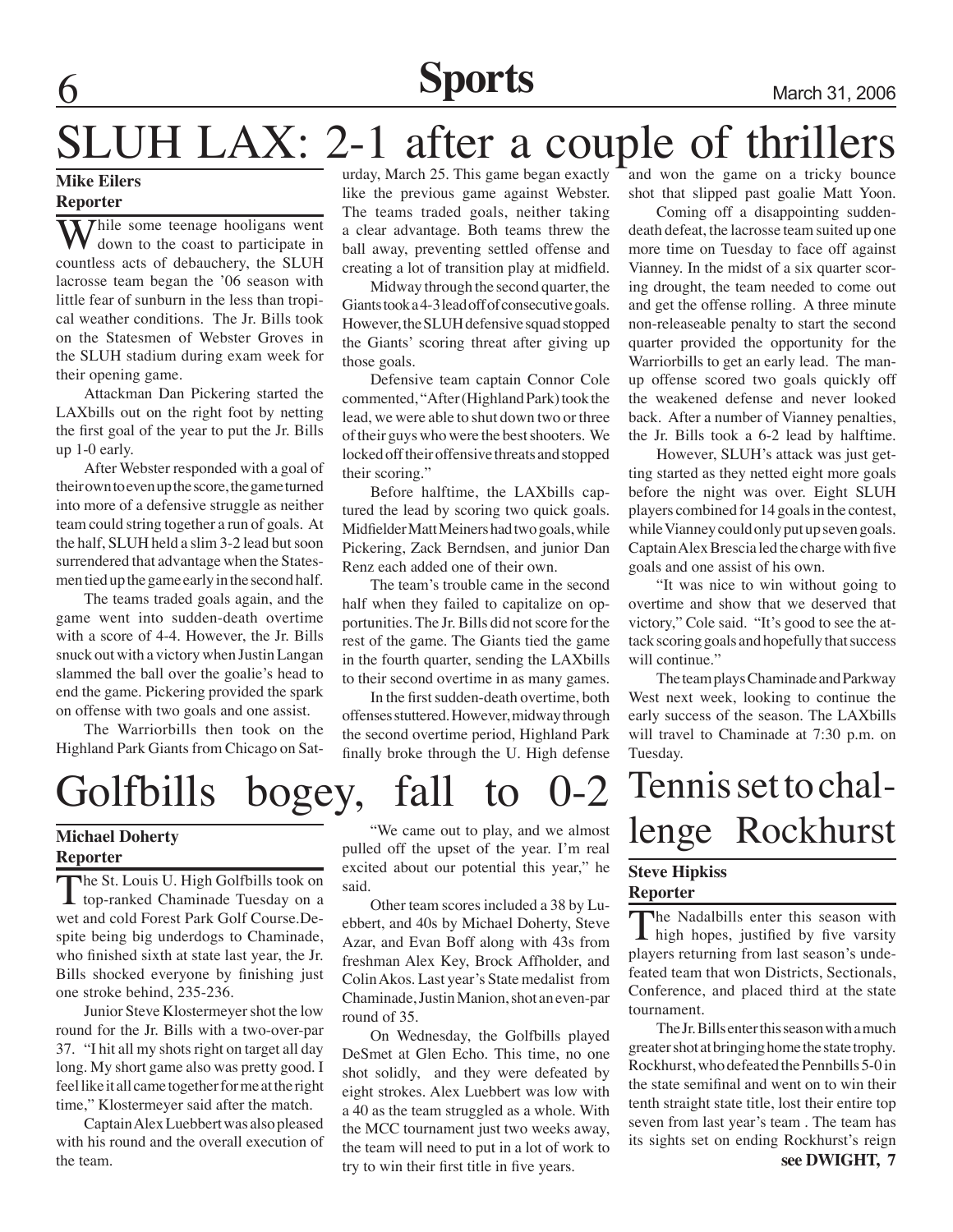# SLUH LAX: 2-1 after a couple of thrillers

**Mike Eilers**
**Reporter**

While some teenage hooligans went down to the coast to participate in countless acts of debauchery, the SLUH lacrosse team began the '06 season with little fear of sunburn in the less than tropical weather conditions. The Jr. Bills took on the Statesmen of Webster Groves in the SLUH stadium during exam week for their opening game.

Attackman Dan Pickering started the LAXbills out on the right foot by netting the first goal of the year to put the Jr. Bills up 1-0 early.

After Webster responded with a goal of their own to even up the score, the game turned into more of a defensive struggle as neither team could string together a run of goals. At the half, SLUH held a slim 3-2 lead but soon surrendered that advantage when the Statesmen tied up the game early in the second half.

The teams traded goals again, and the game went into sudden-death overtime with a score of 4-4. However, the Jr. Bills snuck out with a victory when Justin Langan slammed the ball over the goalie's head to end the game. Pickering provided the spark on offense with two goals and one assist.

The Warriorbills then took on the Highland Park Giants from Chicago on Saturday, March 25. This game began exactly like the previous game against Webster. The teams traded goals, neither taking a clear advantage. Both teams threw the ball away, preventing settled offense and creating a lot of transition play at midfield.

Midway through the second quarter, the Giants took a 4-3 lead off of consecutive goals. However, the SLUH defensive squad stopped the Giants' scoring threat after giving up those goals.

Defensive team captain Connor Cole commented, "After (Highland Park) took the lead, we were able to shut down two or three of their guys who were the best shooters. We locked off their offensive threats and stopped their scoring."

Before halftime, the LAXbills captured the lead by scoring two quick goals. Midfielder Matt Meiners had two goals, while Pickering, Zack Berndsen, and junior Dan Renz each added one of their own.

The team's trouble came in the second half when they failed to capitalize on opportunities. The Jr. Bills did not score for the rest of the game. The Giants tied the game in the fourth quarter, sending the LAXbills to their second overtime in as many games.

In the first sudden-death overtime, both offenses stuttered. However, midway through the second overtime period, Highland Park finally broke through the U. High defense and won the game on a tricky bounce shot that slipped past goalie Matt Yoon.

Coming off a disappointing sudden-death defeat, the lacrosse team suited up one more time on Tuesday to face off against Vianney. In the midst of a six quarter scoring drought, the team needed to come out and get the offense rolling. A three minute non-releaseable penalty to start the second quarter provided the opportunity for the Warriorbills to get an early lead. The man-up offense scored two goals quickly off the weakened defense and never looked back. After a number of Vianney penalties, the Jr. Bills took a 6-2 lead by halftime.

However, SLUH's attack was just getting started as they netted eight more goals before the night was over. Eight SLUH players combined for 14 goals in the contest, while Vianney could only put up seven goals. Captain Alex Brescia led the charge with five goals and one assist of his own.

"It was nice to win without going to overtime and show that we deserved that victory," Cole said. "It's good to see the attack scoring goals and hopefully that success will continue."

The team plays Chaminade and Parkway West next week, looking to continue the early success of the season. The LAXbills will travel to Chaminade at 7:30 p.m. on Tuesday.

# Golfbills bogey, fall to 0-2

**Michael Doherty**
**Reporter**

The St. Louis U. High Golfbills took on top-ranked Chaminade Tuesday on a wet and cold Forest Park Golf Course. Despite being big underdogs to Chaminade, who finished sixth at state last year, the Jr. Bills shocked everyone by finishing just one stroke behind, 235-236.

Junior Steve Klostermeyer shot the low round for the Jr. Bills with a two-over-par 37. "I hit all my shots right on target all day long. My short game also was pretty good. I feel like it all came together for me at the right time," Klostermeyer said after the match.

Captain Alex Luebbert was also pleased with his round and the overall execution of the team.

"We came out to play, and we almost pulled off the upset of the year. I'm real excited about our potential this year," he said.

Other team scores included a 38 by Luebbert, and 40s by Michael Doherty, Steve Azar, and Evan Boff along with 43s from freshman Alex Key, Brock Affholder, and Colin Akos. Last year's State medalist from Chaminade, Justin Manion, shot an even-par round of 35.

On Wednesday, the Golfbills played DeSmet at Glen Echo. This time, no one shot solidly, and they were defeated by eight strokes. Alex Luebbert was low with a 40 as the team struggled as a whole. With the MCC tournament just two weeks away, the team will need to put in a lot of work to try to win their first title in five years.

# Tennis set to challenge Rockhurst

**Steve Hipkiss**
**Reporter**

The Nadalbills enter this season with high hopes, justified by five varsity players returning from last season's undefeated team that won Districts, Sectionals, Conference, and placed third at the state tournament.

The Jr. Bills enter this season with a much greater shot at bringing home the state trophy. Rockhurst, who defeated the Pennbills 5-0 in the state semifinal and went on to win their tenth straight state title, lost their entire top seven from last year's team . The team has its sights set on ending Rockhurst's reign

**see DWIGHT, 7**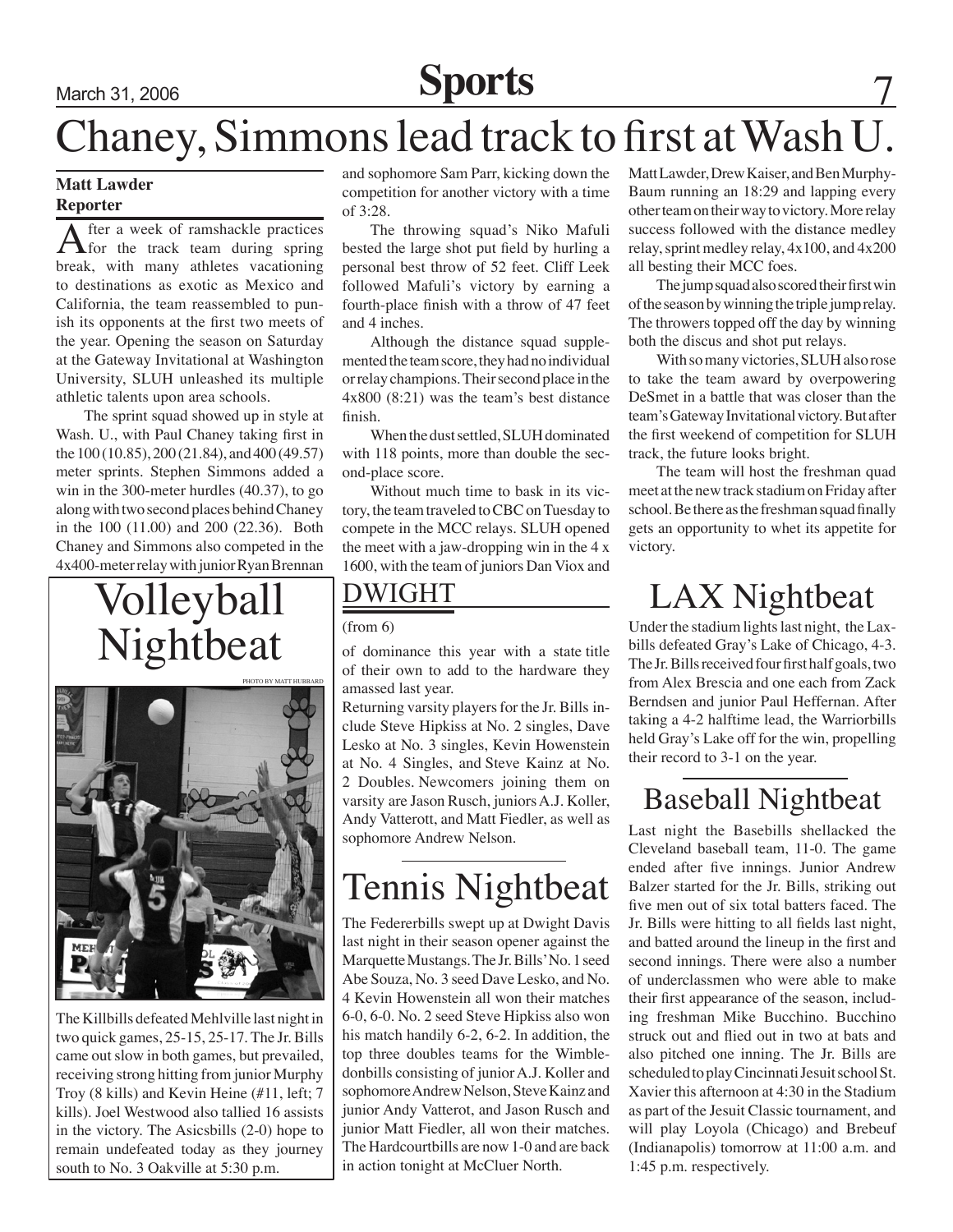# Chaney, Simmons lead track to first at Wash U.

**Matt Lawder**
**Reporter**

After a week of ramshackle practices for the track team during spring break, with many athletes vacationing to destinations as exotic as Mexico and California, the team reassembled to punish its opponents at the first two meets of the year. Opening the season on Saturday at the Gateway Invitational at Washington University, SLUH unleashed its multiple athletic talents upon area schools.

The sprint squad showed up in style at Wash. U., with Paul Chaney taking first in the 100 (10.85), 200 (21.84), and 400 (49.57) meter sprints. Stephen Simmons added a win in the 300-meter hurdles (40.37), to go along with two second places behind Chaney in the 100 (11.00) and 200 (22.36). Both Chaney and Simmons also competed in the 4x400-meter relay with junior Ryan Brennan and sophomore Sam Parr, kicking down the competition for another victory with a time of 3:28.

The throwing squad's Niko Mafuli bested the large shot put field by hurling a personal best throw of 52 feet. Cliff Leek followed Mafuli's victory by earning a fourth-place finish with a throw of 47 feet and 4 inches.

Although the distance squad supplemented the team score, they had no individual or relay champions. Their second place in the 4x800 (8:21) was the team's best distance finish.

When the dust settled, SLUH dominated with 118 points, more than double the second-place score.

Without much time to bask in its victory, the team traveled to CBC on Tuesday to compete in the MCC relays. SLUH opened the meet with a jaw-dropping win in the 4 x 1600, with the team of juniors Dan Viox and Matt Lawder, Drew Kaiser, and Ben Murphy-Baum running an 18:29 and lapping every other team on their way to victory. More relay success followed with the distance medley relay, sprint medley relay, 4x100, and 4x200 all besting their MCC foes.

The jump squad also scored their first win of the season by winning the triple jump relay. The throwers topped off the day by winning both the discus and shot put relays.

With so many victories, SLUH also rose to take the team award by overpowering DeSmet in a battle that was closer than the team's Gateway Invitational victory. But after the first weekend of competition for SLUH track, the future looks bright.

The team will host the freshman quad meet at the new track stadium on Friday after school. Be there as the freshman squad finally gets an opportunity to whet its appetite for victory.

# Volleyball Nightbeat

PHOTO BY MATT HUBBARD

The Killbills defeated Mehlville last night in two quick games, 25-15, 25-17. The Jr. Bills came out slow in both games, but prevailed, receiving strong hitting from junior Murphy Troy (8 kills) and Kevin Heine (#11, left; 7 kills). Joel Westwood also tallied 16 assists in the victory. The Asicsbills (2-0) hope to remain undefeated today as they journey south to No. 3 Oakville at 5:30 p.m.

## DWIGHT

(from 6)

of dominance this year with a state title of their own to add to the hardware they amassed last year.

Returning varsity players for the Jr. Bills include Steve Hipkiss at No. 2 singles, Dave Lesko at No. 3 singles, Kevin Howenstein at No. 4 Singles, and Steve Kainz at No. 2 Doubles. Newcomers joining them on varsity are Jason Rusch, juniors A.J. Koller, Andy Vatterott, and Matt Fiedler, as well as sophomore Andrew Nelson.

# Tennis Nightbeat

The Federerbills swept up at Dwight Davis last night in their season opener against the Marquette Mustangs. The Jr. Bills' No. 1 seed Abe Souza, No. 3 seed Dave Lesko, and No. 4 Kevin Howenstein all won their matches 6-0, 6-0. No. 2 seed Steve Hipkiss also won his match handily 6-2, 6-2. In addition, the top three doubles teams for the Wimbledonbills consisting of junior A.J. Koller and sophomore Andrew Nelson, Steve Kainz and junior Andy Vatterot, and Jason Rusch and junior Matt Fiedler, all won their matches. The Hardcourtbills are now 1-0 and are back in action tonight at McCluer North.

# LAX Nightbeat

Under the stadium lights last night, the Laxbills defeated Gray's Lake of Chicago, 4-3. The Jr. Bills received four first half goals, two from Alex Brescia and one each from Zack Berndsen and junior Paul Heffernan. After taking a 4-2 halftime lead, the Warriorbills held Gray's Lake off for the win, propelling their record to 3-1 on the year.

# Baseball Nightbeat

Last night the Basebills shellacked the Cleveland baseball team, 11-0. The game ended after five innings. Junior Andrew Balzer started for the Jr. Bills, striking out five men out of six total batters faced. The Jr. Bills were hitting to all fields last night, and batted around the lineup in the first and second innings. There were also a number of underclassmen who were able to make their first appearance of the season, including freshman Mike Bucchino. Bucchino struck out and flied out in two at bats and also pitched one inning. The Jr. Bills are scheduled to play Cincinnati Jesuit school St. Xavier this afternoon at 4:30 in the Stadium as part of the Jesuit Classic tournament, and will play Loyola (Chicago) and Brebeuf (Indianapolis) tomorrow at 11:00 a.m. and 1:45 p.m. respectively.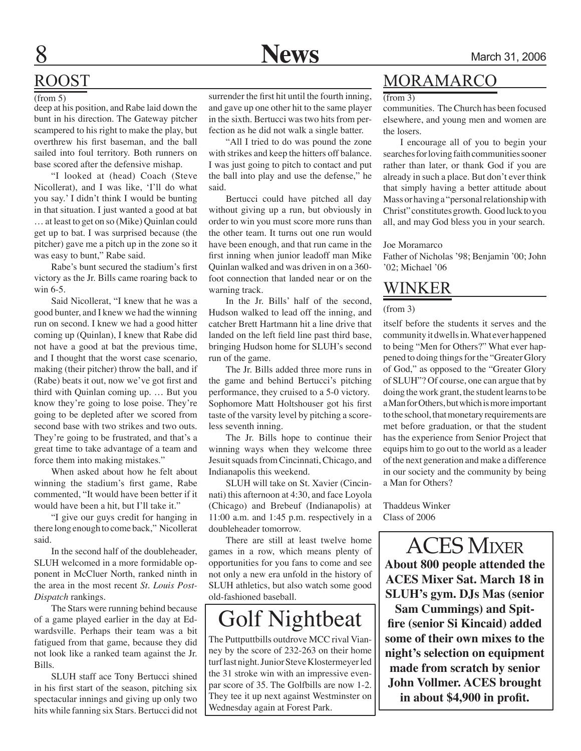## ROOST

(from 5)

deep at his position, and Rabe laid down the bunt in his direction. The Gateway pitcher scampered to his right to make the play, but overthrew his first baseman, and the ball sailed into foul territory. Both runners on base scored after the defensive mishap.

"I looked at (head) Coach (Steve Nicollerat), and I was like, 'I'll do what you say.' I didn't think I would be bunting in that situation. I just wanted a good at bat … at least to get on so (Mike) Quinlan could get up to bat. I was surprised because (the pitcher) gave me a pitch up in the zone so it was easy to bunt," Rabe said.

Rabe's bunt secured the stadium's first victory as the Jr. Bills came roaring back to win 6-5.

Said Nicollerat, "I knew that he was a good bunter, and I knew we had the winning run on second. I knew we had a good hitter coming up (Quinlan), I knew that Rabe did not have a good at bat the previous time, and I thought that the worst case scenario, making (their pitcher) throw the ball, and if (Rabe) beats it out, now we've got first and third with Quinlan coming up. … But you know they're going to lose poise. They're going to be depleted after we scored from second base with two strikes and two outs. They're going to be frustrated, and that's a great time to take advantage of a team and force them into making mistakes."

When asked about how he felt about winning the stadium's first game, Rabe commented, "It would have been better if it would have been a hit, but I'll take it."

"I give our guys credit for hanging in there long enough to come back," Nicollerat said.

In the second half of the doubleheader, SLUH welcomed in a more formidable opponent in McCluer North, ranked ninth in the area in the most recent *St. Louis Post-Dispatch* rankings.

The Stars were running behind because of a game played earlier in the day at Edwardsville. Perhaps their team was a bit fatigued from that game, because they did not look like a ranked team against the Jr. Bills.

SLUH staff ace Tony Bertucci shined in his first start of the season, pitching six spectacular innings and giving up only two hits while fanning six Stars. Bertucci did not surrender the first hit until the fourth inning, and gave up one other hit to the same player in the sixth. Bertucci was two hits from perfection as he did not walk a single batter.

"All I tried to do was pound the zone with strikes and keep the hitters off balance. I was just going to pitch to contact and put the ball into play and use the defense," he said.

Bertucci could have pitched all day without giving up a run, but obviously in order to win you must score more runs than the other team. It turns out one run would have been enough, and that run came in the first inning when junior leadoff man Mike Quinlan walked and was driven in on a 360-foot connection that landed near or on the warning track.

In the Jr. Bills' half of the second, Hudson walked to lead off the inning, and catcher Brett Hartmann hit a line drive that landed on the left field line past third base, bringing Hudson home for SLUH's second run of the game.

The Jr. Bills added three more runs in the game and behind Bertucci's pitching performance, they cruised to a 5-0 victory. Sophomore Matt Holtshouser got his first taste of the varsity level by pitching a scoreless seventh inning.

The Jr. Bills hope to continue their winning ways when they welcome three Jesuit squads from Cincinnati, Chicago, and Indianapolis this weekend.

SLUH will take on St. Xavier (Cincinnati) this afternoon at 4:30, and face Loyola (Chicago) and Brebeuf (Indianapolis) at 11:00 a.m. and 1:45 p.m. respectively in a doubleheader tomorrow.

There are still at least twelve home games in a row, which means plenty of opportunities for you fans to come and see not only a new era unfold in the history of SLUH athletics, but also watch some good old-fashioned baseball.

## Golf Nightbeat

The Puttputtbills outdrove MCC rival Vianney by the score of 232-263 on their home turf last night. Junior Steve Klostermeyer led the 31 stroke win with an impressive even-par score of 35. The Golfbills are now 1-2. They tee it up next against Westminster on Wednesday again at Forest Park.

## MORAMARCO

(from 3)

communities. The Church has been focused elsewhere, and young men and women are the losers.

I encourage all of you to begin your searches for loving faith communities sooner rather than later, or thank God if you are already in such a place. But don't ever think that simply having a better attitude about Mass or having a "personal relationship with Christ" constitutes growth. Good luck to you all, and may God bless you in your search.

Joe Moramarco
Father of Nicholas '98; Benjamin '00; John '02; Michael '06

## WINKER

(from 3)

itself before the students it serves and the community it dwells in. What ever happened to being "Men for Others?" What ever happened to doing things for the "Greater Glory of God," as opposed to the "Greater Glory of SLUH"? Of course, one can argue that by doing the work grant, the student learns to be a Man for Others, but which is more important to the school, that monetary requirements are met before graduation, or that the student has the experience from Senior Project that equips him to go out to the world as a leader of the next generation and make a difference in our society and the community by being a Man for Others?

Thaddeus Winker
Class of 2006

## ACES Mixer

**About 800 people attended the ACES Mixer Sat. March 18 in SLUH's gym. DJs Mas (senior Sam Cummings) and Spitfire (senior Si Kincaid) added some of their own mixes to the night's selection on equipment made from scratch by senior John Vollmer. ACES brought in about $4,900 in profit.**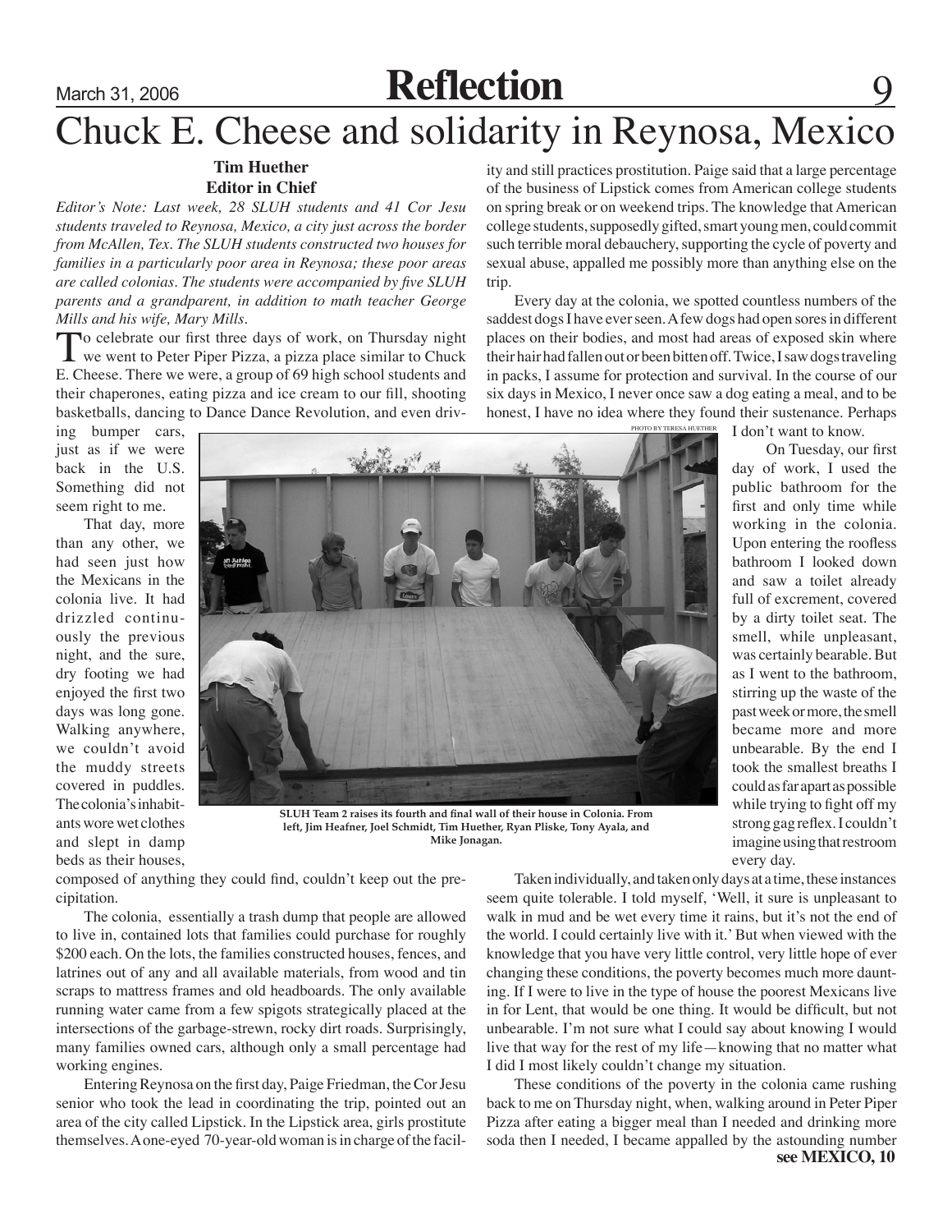# Chuck E. Cheese and solidarity in Reynosa, Mexico

**Tim Huether**
**Editor in Chief**

*Editor's Note: Last week, 28 SLUH students and 41 Cor Jesu students traveled to Reynosa, Mexico, a city just across the border from McAllen, Tex. The SLUH students constructed two houses for families in a particularly poor area in Reynosa; these poor areas are called colonias. The students were accompanied by five SLUH parents and a grandparent, in addition to math teacher George Mills and his wife, Mary Mills.*

To celebrate our first three days of work, on Thursday night we went to Peter Piper Pizza, a pizza place similar to Chuck E. Cheese. There we were, a group of 69 high school students and their chaperones, eating pizza and ice cream to our fill, shooting basketballs, dancing to Dance Dance Revolution, and even driving bumper cars, just as if we were back in the U.S. Something did not seem right to me.

That day, more than any other, we had seen just how the Mexicans in the colonia live. It had drizzled continuously the previous night, and the sure, dry footing we had enjoyed the first two days was long gone. Walking anywhere, we couldn't avoid the muddy streets covered in puddles. The colonia's inhabitants wore wet clothes and slept in damp beds as their houses, composed of anything they could find, couldn't keep out the precipitation.

PHOTO BY TERESA HUETHER

SLUH Team 2 raises its fourth and final wall of their house in Colonia. From left, Jim Heafner, Joel Schmidt, Tim Huether, Ryan Pliske, Tony Ayala, and Mike Jonagan.

The colonia, essentially a trash dump that people are allowed to live in, contained lots that families could purchase for roughly $200 each. On the lots, the families constructed houses, fences, and latrines out of any and all available materials, from wood and tin scraps to mattress frames and old headboards. The only available running water came from a few spigots strategically placed at the intersections of the garbage-strewn, rocky dirt roads. Surprisingly, many families owned cars, although only a small percentage had working engines.

Entering Reynosa on the first day, Paige Friedman, the Cor Jesu senior who took the lead in coordinating the trip, pointed out an area of the city called Lipstick. In the Lipstick area, girls prostitute themselves. A one-eyed 70-year-old woman is in charge of the facility and still practices prostitution. Paige said that a large percentage of the business of Lipstick comes from American college students on spring break or on weekend trips. The knowledge that American college students, supposedly gifted, smart young men, could commit such terrible moral debauchery, supporting the cycle of poverty and sexual abuse, appalled me possibly more than anything else on the trip.

Every day at the colonia, we spotted countless numbers of the saddest dogs I have ever seen. A few dogs had open sores in different places on their bodies, and most had areas of exposed skin where their hair had fallen out or been bitten off. Twice, I saw dogs traveling in packs, I assume for protection and survival. In the course of our six days in Mexico, I never once saw a dog eating a meal, and to be honest, I have no idea where they found their sustenance. Perhaps I don't want to know.

On Tuesday, our first day of work, I used the public bathroom for the first and only time while working in the colonia. Upon entering the roofless bathroom I looked down and saw a toilet already full of excrement, covered by a dirty toilet seat. The smell, while unpleasant, was certainly bearable. But as I went to the bathroom, stirring up the waste of the past week or more, the smell became more and more unbearable. By the end I took the smallest breaths I could as far apart as possible while trying to fight off my strong gag reflex. I couldn't imagine using that restroom every day.

Taken individually, and taken only days at a time, these instances seem quite tolerable. I told myself, 'Well, it sure is unpleasant to walk in mud and be wet every time it rains, but it's not the end of the world. I could certainly live with it.' But when viewed with the knowledge that you have very little control, very little hope of ever changing these conditions, the poverty becomes much more daunting. If I were to live in the type of house the poorest Mexicans live in for Lent, that would be one thing. It would be difficult, but not unbearable. I'm not sure what I could say about knowing I would live that way for the rest of my life—knowing that no matter what I did I most likely couldn't change my situation.

These conditions of the poverty in the colonia came rushing back to me on Thursday night, when, walking around in Peter Piper Pizza after eating a bigger meal than I needed and drinking more soda then I needed, I became appalled by the astounding number

**see MEXICO, 10**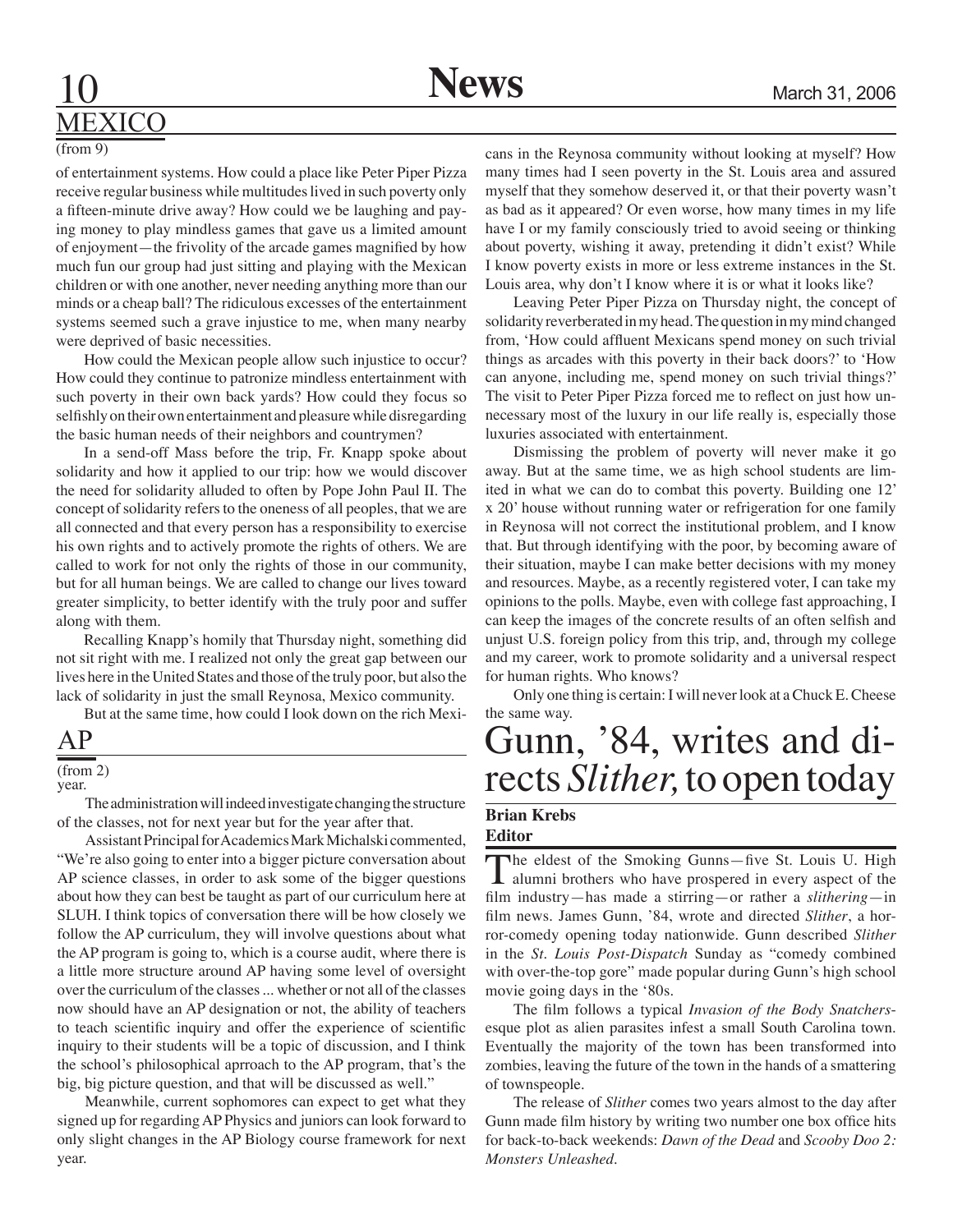## MEXICO

(from 9)

of entertainment systems. How could a place like Peter Piper Pizza receive regular business while multitudes lived in such poverty only a fifteen-minute drive away? How could we be laughing and paying money to play mindless games that gave us a limited amount of enjoyment—the frivolity of the arcade games magnified by how much fun our group had just sitting and playing with the Mexican children or with one another, never needing anything more than our minds or a cheap ball? The ridiculous excesses of the entertainment systems seemed such a grave injustice to me, when many nearby were deprived of basic necessities.

How could the Mexican people allow such injustice to occur? How could they continue to patronize mindless entertainment with such poverty in their own back yards? How could they focus so selfishly on their own entertainment and pleasure while disregarding the basic human needs of their neighbors and countrymen?

In a send-off Mass before the trip, Fr. Knapp spoke about solidarity and how it applied to our trip: how we would discover the need for solidarity alluded to often by Pope John Paul II. The concept of solidarity refers to the oneness of all peoples, that we are all connected and that every person has a responsibility to exercise his own rights and to actively promote the rights of others. We are called to work for not only the rights of those in our community, but for all human beings. We are called to change our lives toward greater simplicity, to better identify with the truly poor and suffer along with them.

Recalling Knapp's homily that Thursday night, something did not sit right with me. I realized not only the great gap between our lives here in the United States and those of the truly poor, but also the lack of solidarity in just the small Reynosa, Mexico community.

But at the same time, how could I look down on the rich Mexicans in the Reynosa community without looking at myself? How many times had I seen poverty in the St. Louis area and assured myself that they somehow deserved it, or that their poverty wasn't as bad as it appeared? Or even worse, how many times in my life have I or my family consciously tried to avoid seeing or thinking about poverty, wishing it away, pretending it didn't exist? While I know poverty exists in more or less extreme instances in the St. Louis area, why don't I know where it is or what it looks like?

Leaving Peter Piper Pizza on Thursday night, the concept of solidarity reverberated in my head. The question in my mind changed from, 'How could affluent Mexicans spend money on such trivial things as arcades with this poverty in their back doors?' to 'How can anyone, including me, spend money on such trivial things?' The visit to Peter Piper Pizza forced me to reflect on just how unnecessary most of the luxury in our life really is, especially those luxuries associated with entertainment.

Dismissing the problem of poverty will never make it go away. But at the same time, we as high school students are limited in what we can do to combat this poverty. Building one 12' x 20' house without running water or refrigeration for one family in Reynosa will not correct the institutional problem, and I know that. But through identifying with the poor, by becoming aware of their situation, maybe I can make better decisions with my money and resources. Maybe, as a recently registered voter, I can take my opinions to the polls. Maybe, even with college fast approaching, I can keep the images of the concrete results of an often selfish and unjust U.S. foreign policy from this trip, and, through my college and my career, work to promote solidarity and a universal respect for human rights. Who knows?

Only one thing is certain: I will never look at a Chuck E. Cheese the same way.

## AP

(from 2)

year.

The administration will indeed investigate changing the structure of the classes, not for next year but for the year after that.

Assistant Principal for Academics Mark Michalski commented, "We're also going to enter into a bigger picture conversation about AP science classes, in order to ask some of the bigger questions about how they can best be taught as part of our curriculum here at SLUH. I think topics of conversation there will be how closely we follow the AP curriculum, they will involve questions about what the AP program is going to, which is a course audit, where there is a little more structure around AP having some level of oversight over the curriculum of the classes ... whether or not all of the classes now should have an AP designation or not, the ability of teachers to teach scientific inquiry and offer the experience of scientific inquiry to their students will be a topic of discussion, and I think the school's philosophical aprroach to the AP program, that's the big, big picture question, and that will be discussed as well."

Meanwhile, current sophomores can expect to get what they signed up for regarding AP Physics and juniors can look forward to only slight changes in the AP Biology course framework for next year.

# Gunn, '84, writes and directs *Slither,* to open today

**Brian Krebs**
**Editor**

The eldest of the Smoking Gunns—five St. Louis U. High alumni brothers who have prospered in every aspect of the film industry—has made a stirring—or rather a *slithering*—in film news. James Gunn, '84, wrote and directed *Slither*, a horror-comedy opening today nationwide. Gunn described *Slither* in the *St. Louis Post-Dispatch* Sunday as "comedy combined with over-the-top gore" made popular during Gunn's high school movie going days in the '80s.

The film follows a typical *Invasion of the Body Snatchers*-esque plot as alien parasites infest a small South Carolina town. Eventually the majority of the town has been transformed into zombies, leaving the future of the town in the hands of a smattering of townspeople.

The release of *Slither* comes two years almost to the day after Gunn made film history by writing two number one box office hits for back-to-back weekends: *Dawn of the Dead* and *Scooby Doo 2: Monsters Unleashed*.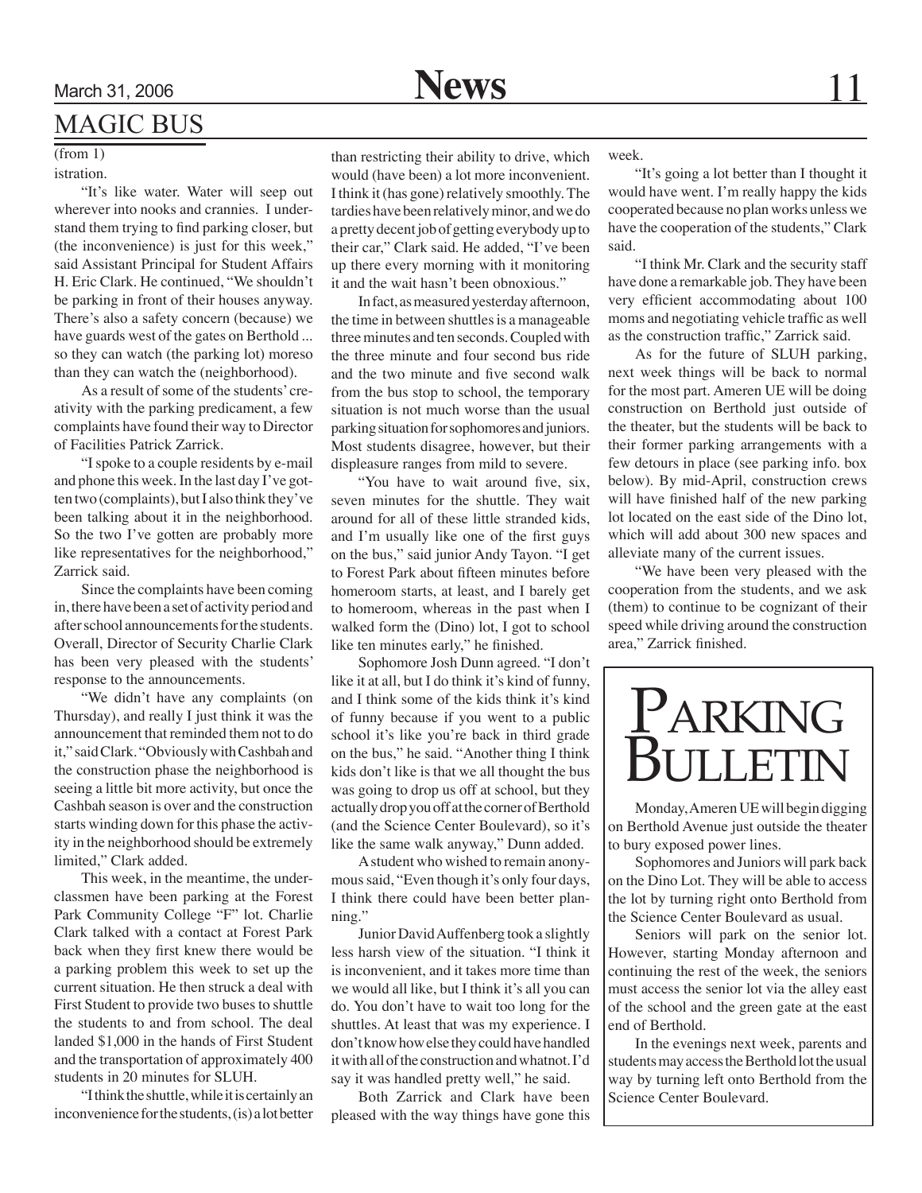## MAGIC BUS

(from 1)

istration.

"It's like water. Water will seep out wherever into nooks and crannies. I understand them trying to find parking closer, but (the inconvenience) is just for this week," said Assistant Principal for Student Affairs H. Eric Clark. He continued, "We shouldn't be parking in front of their houses anyway. There's also a safety concern (because) we have guards west of the gates on Berthold ... so they can watch (the parking lot) moreso than they can watch the (neighborhood).

As a result of some of the students' creativity with the parking predicament, a few complaints have found their way to Director of Facilities Patrick Zarrick.

"I spoke to a couple residents by e-mail and phone this week. In the last day I've gotten two (complaints), but I also think they've been talking about it in the neighborhood. So the two I've gotten are probably more like representatives for the neighborhood," Zarrick said.

Since the complaints have been coming in, there have been a set of activity period and after school announcements for the students. Overall, Director of Security Charlie Clark has been very pleased with the students' response to the announcements.

"We didn't have any complaints (on Thursday), and really I just think it was the announcement that reminded them not to do it," said Clark. "Obviously with Cashbah and the construction phase the neighborhood is seeing a little bit more activity, but once the Cashbah season is over and the construction starts winding down for this phase the activity in the neighborhood should be extremely limited," Clark added.

This week, in the meantime, the underclassmen have been parking at the Forest Park Community College "F" lot. Charlie Clark talked with a contact at Forest Park back when they first knew there would be a parking problem this week to set up the current situation. He then struck a deal with First Student to provide two buses to shuttle the students to and from school. The deal landed $1,000 in the hands of First Student and the transportation of approximately 400 students in 20 minutes for SLUH.

"I think the shuttle, while it is certainly an inconvenience for the students, (is) a lot better than restricting their ability to drive, which would (have been) a lot more inconvenient. I think it (has gone) relatively smoothly. The tardies have been relatively minor, and we do a pretty decent job of getting everybody up to their car," Clark said. He added, "I've been up there every morning with it monitoring it and the wait hasn't been obnoxious."

In fact, as measured yesterday afternoon, the time in between shuttles is a manageable three minutes and ten seconds. Coupled with the three minute and four second bus ride and the two minute and five second walk from the bus stop to school, the temporary situation is not much worse than the usual parking situation for sophomores and juniors. Most students disagree, however, but their displeasure ranges from mild to severe.

"You have to wait around five, six, seven minutes for the shuttle. They wait around for all of these little stranded kids, and I'm usually like one of the first guys on the bus," said junior Andy Tayon. "I get to Forest Park about fifteen minutes before homeroom starts, at least, and I barely get to homeroom, whereas in the past when I walked form the (Dino) lot, I got to school like ten minutes early," he finished.

Sophomore Josh Dunn agreed. "I don't like it at all, but I do think it's kind of funny, and I think some of the kids think it's kind of funny because if you went to a public school it's like you're back in third grade on the bus," he said. "Another thing I think kids don't like is that we all thought the bus was going to drop us off at school, but they actually drop you off at the corner of Berthold (and the Science Center Boulevard), so it's like the same walk anyway," Dunn added.

A student who wished to remain anonymous said, "Even though it's only four days, I think there could have been better planning."

Junior David Auffenberg took a slightly less harsh view of the situation. "I think it is inconvenient, and it takes more time than we would all like, but I think it's all you can do. You don't have to wait too long for the shuttles. At least that was my experience. I don't know how else they could have handled it with all of the construction and whatnot. I'd say it was handled pretty well," he said.

Both Zarrick and Clark have been pleased with the way things have gone this week.

"It's going a lot better than I thought it would have went. I'm really happy the kids cooperated because no plan works unless we have the cooperation of the students," Clark said.

"I think Mr. Clark and the security staff have done a remarkable job. They have been very efficient accommodating about 100 moms and negotiating vehicle traffic as well as the construction traffic," Zarrick said.

As for the future of SLUH parking, next week things will be back to normal for the most part. Ameren UE will be doing construction on Berthold just outside of the theater, but the students will be back to their former parking arrangements with a few detours in place (see parking info. box below). By mid-April, construction crews will have finished half of the new parking lot located on the east side of the Dino lot, which will add about 300 new spaces and alleviate many of the current issues.

"We have been very pleased with the cooperation from the students, and we ask (them) to continue to be cognizant of their speed while driving around the construction area," Zarrick finished.

## PARKING BULLETIN

Monday, Ameren UE will begin digging on Berthold Avenue just outside the theater to bury exposed power lines.

Sophomores and Juniors will park back on the Dino Lot. They will be able to access the lot by turning right onto Berthold from the Science Center Boulevard as usual.

Seniors will park on the senior lot. However, starting Monday afternoon and continuing the rest of the week, the seniors must access the senior lot via the alley east of the school and the green gate at the east end of Berthold.

In the evenings next week, parents and students may access the Berthold lot the usual way by turning left onto Berthold from the Science Center Boulevard.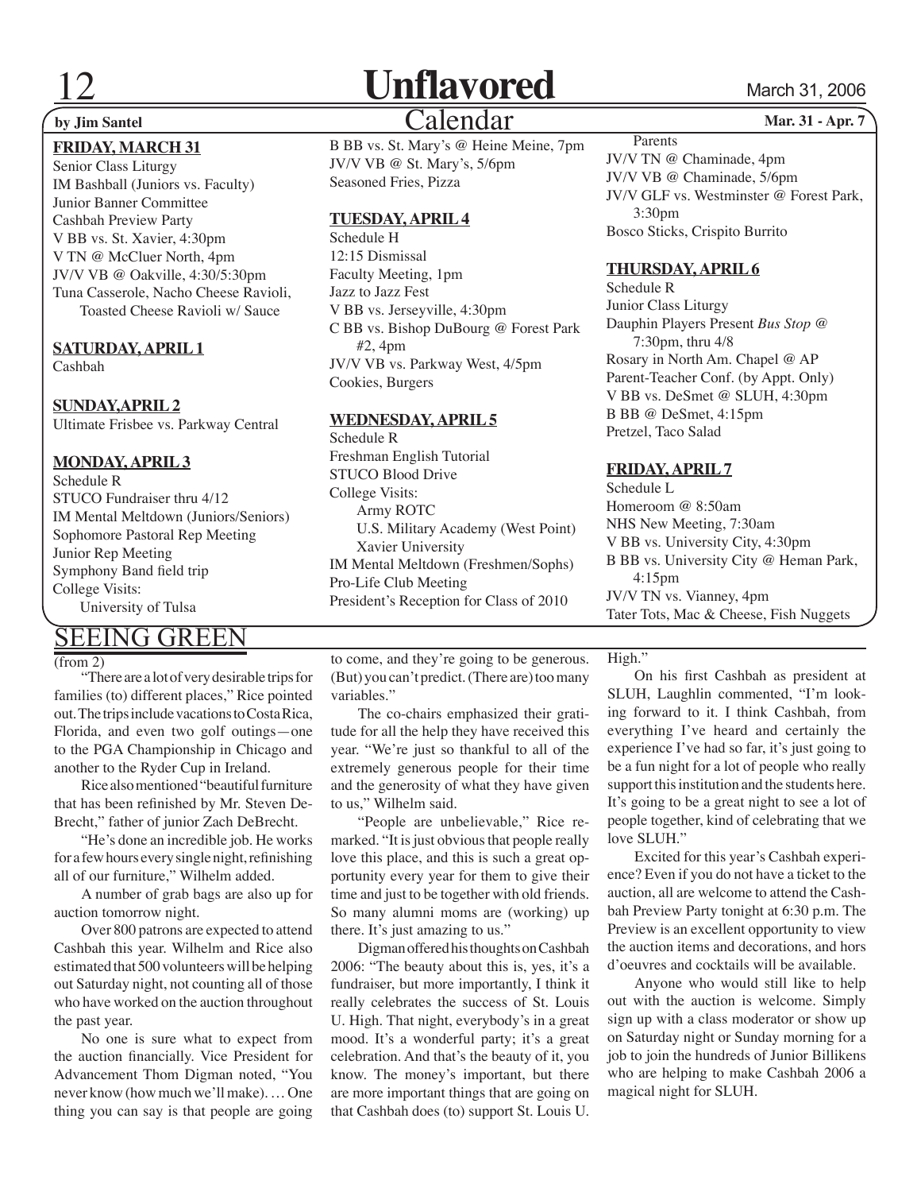# Unflavored

## Calendar

by Jim Santel

Mar. 31 - Apr. 7

**FRIDAY, MARCH 31**

Senior Class Liturgy
IM Bashball (Juniors vs. Faculty)
Junior Banner Committee
Cashbah Preview Party
V BB vs. St. Xavier, 4:30pm
V TN @ McCluer North, 4pm
JV/V VB @ Oakville, 4:30/5:30pm
Tuna Casserole, Nacho Cheese Ravioli, Toasted Cheese Ravioli w/ Sauce

**SATURDAY, APRIL 1**

Cashbah

**SUNDAY,APRIL 2**

Ultimate Frisbee vs. Parkway Central

**MONDAY, APRIL 3**

Schedule R
STUCO Fundraiser thru 4/12
IM Mental Meltdown (Juniors/Seniors)
Sophomore Pastoral Rep Meeting
Junior Rep Meeting
Symphony Band field trip
College Visits:
University of Tulsa
B BB vs. St. Mary's @ Heine Meine, 7pm
JV/V VB @ St. Mary's, 5/6pm
Seasoned Fries, Pizza

**TUESDAY, APRIL 4**

Schedule H
12:15 Dismissal
Faculty Meeting, 1pm
Jazz to Jazz Fest
V BB vs. Jerseyville, 4:30pm
C BB vs. Bishop DuBourg @ Forest Park #2, 4pm
JV/V VB vs. Parkway West, 4/5pm
Cookies, Burgers

**WEDNESDAY, APRIL 5**

Schedule R
Freshman English Tutorial
STUCO Blood Drive
College Visits:
Army ROTC
U.S. Military Academy (West Point)
Xavier University
IM Mental Meltdown (Freshmen/Sophs)
Pro-Life Club Meeting
President's Reception for Class of 2010
Parents
JV/V TN @ Chaminade, 4pm
JV/V VB @ Chaminade, 5/6pm
JV/V GLF vs. Westminster @ Forest Park, 3:30pm
Bosco Sticks, Crispito Burrito

**THURSDAY, APRIL 6**

Schedule R
Junior Class Liturgy
Dauphin Players Present *Bus Stop* @ 7:30pm, thru 4/8
Rosary in North Am. Chapel @ AP
Parent-Teacher Conf. (by Appt. Only)
V BB vs. DeSmet @ SLUH, 4:30pm
B BB @ DeSmet, 4:15pm
Pretzel, Taco Salad

**FRIDAY, APRIL 7**

Schedule L
Homeroom @ 8:50am
NHS New Meeting, 7:30am
V BB vs. University City, 4:30pm
B BB vs. University City @ Heman Park, 4:15pm
JV/V TN vs. Vianney, 4pm
Tater Tots, Mac & Cheese, Fish Nuggets

## SEEING GREEN

(from 2)

"There are a lot of very desirable trips for families (to) different places," Rice pointed out. The trips include vacations to Costa Rica, Florida, and even two golf outings—one to the PGA Championship in Chicago and another to the Ryder Cup in Ireland.

Rice also mentioned "beautiful furniture that has been refinished by Mr. Steven DeBrecht," father of junior Zach DeBrecht.

"He's done an incredible job. He works for a few hours every single night, refinishing all of our furniture," Wilhelm added.

A number of grab bags are also up for auction tomorrow night.

Over 800 patrons are expected to attend Cashbah this year. Wilhelm and Rice also estimated that 500 volunteers will be helping out Saturday night, not counting all of those who have worked on the auction throughout the past year.

No one is sure what to expect from the auction financially. Vice President for Advancement Thom Digman noted, "You never know (how much we'll make). … One thing you can say is that people are going to come, and they're going to be generous. (But) you can't predict. (There are) too many variables."

The co-chairs emphasized their gratitude for all the help they have received this year. "We're just so thankful to all of the extremely generous people for their time and the generosity of what they have given to us," Wilhelm said.

"People are unbelievable," Rice remarked. "It is just obvious that people really love this place, and this is such a great opportunity every year for them to give their time and just to be together with old friends. So many alumni moms are (working) up there. It's just amazing to us."

Digman offered his thoughts on Cashbah 2006: "The beauty about this is, yes, it's a fundraiser, but more importantly, I think it really celebrates the success of St. Louis U. High. That night, everybody's in a great mood. It's a wonderful party; it's a great celebration. And that's the beauty of it, you know. The money's important, but there are more important things that are going on that Cashbah does (to) support St. Louis U. High."

On his first Cashbah as president at SLUH, Laughlin commented, "I'm looking forward to it. I think Cashbah, from everything I've heard and certainly the experience I've had so far, it's just going to be a fun night for a lot of people who really support this institution and the students here. It's going to be a great night to see a lot of people together, kind of celebrating that we love SLUH."

Excited for this year's Cashbah experience? Even if you do not have a ticket to the auction, all are welcome to attend the Cashbah Preview Party tonight at 6:30 p.m. The Preview is an excellent opportunity to view the auction items and decorations, and hors d'oeuvres and cocktails will be available.

Anyone who would still like to help out with the auction is welcome. Simply sign up with a class moderator or show up on Saturday night or Sunday morning for a job to join the hundreds of Junior Billikens who are helping to make Cashbah 2006 a magical night for SLUH.